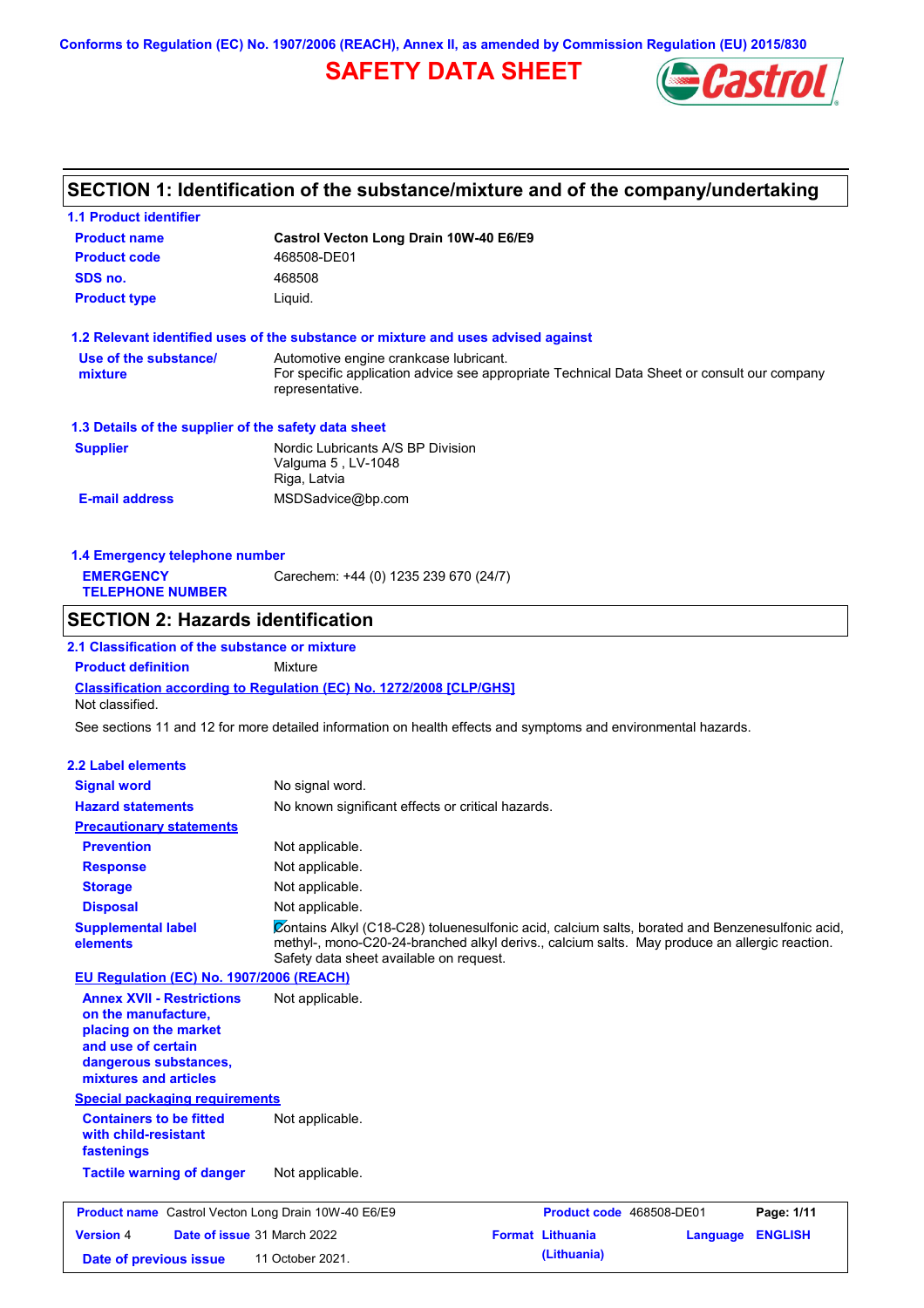Conforms to Regulation (EC) No. 1907/2006 (REACH), Annex II, as amended by Commission Regulation (EU) 2015/830

# SAFETY DATA SHEET

## SECTION 1: Identification of the substance/mixture and of the company/undertaking

### 1.1 Product identifier

| | |
|---|---|
| **Product name** | **Castrol Vecton Long Drain 10W-40 E6/E9** |
| **Product code** | 468508-DE01 |
| **SDS no.** | 468508 |
| **Product type** | Liquid. |

### 1.2 Relevant identified uses of the substance or mixture and uses advised against

| | |
|---|---|
| **Use of the substance/ mixture** | Automotive engine crankcase lubricant. For specific application advice see appropriate Technical Data Sheet or consult our company representative. |

### 1.3 Details of the supplier of the safety data sheet

| | |
|---|---|
| **Supplier** | Nordic Lubricants A/S BP Division<br>Valguma 5 , LV-1048<br>Riga, Latvia |
| **E-mail address** | MSDSadvice@bp.com |

### 1.4 Emergency telephone number

| | |
|---|---|
| **EMERGENCY TELEPHONE NUMBER** | Carechem: +44 (0) 1235 239 670 (24/7) |

## SECTION 2: Hazards identification

### 2.1 Classification of the substance or mixture

**Product definition** Mixture

**Classification according to Regulation (EC) No. 1272/2008 [CLP/GHS]**

Not classified.

See sections 11 and 12 for more detailed information on health effects and symptoms and environmental hazards.

### 2.2 Label elements

| | |
|---|---|
| **Signal word** | No signal word. |
| **Hazard statements** | No known significant effects or critical hazards. |
| **Precautionary statements** | |
| **Prevention** | Not applicable. |
| **Response** | Not applicable. |
| **Storage** | Not applicable. |
| **Disposal** | Not applicable. |
| **Supplemental label elements** | Contains Alkyl (C18-C28) toluenesulfonic acid, calcium salts, borated and Benzenesulfonic acid, methyl-, mono-C20-24-branched alkyl derivs., calcium salts. May produce an allergic reaction. Safety data sheet available on request. |

**EU Regulation (EC) No. 1907/2006 (REACH)**

| | |
|---|---|
| **Annex XVII - Restrictions on the manufacture, placing on the market and use of certain dangerous substances, mixtures and articles** | Not applicable. |

**Special packaging requirements**

| | |
|---|---|
| **Containers to be fitted with child-resistant fastenings** | Not applicable. |
| **Tactile warning of danger** | Not applicable. |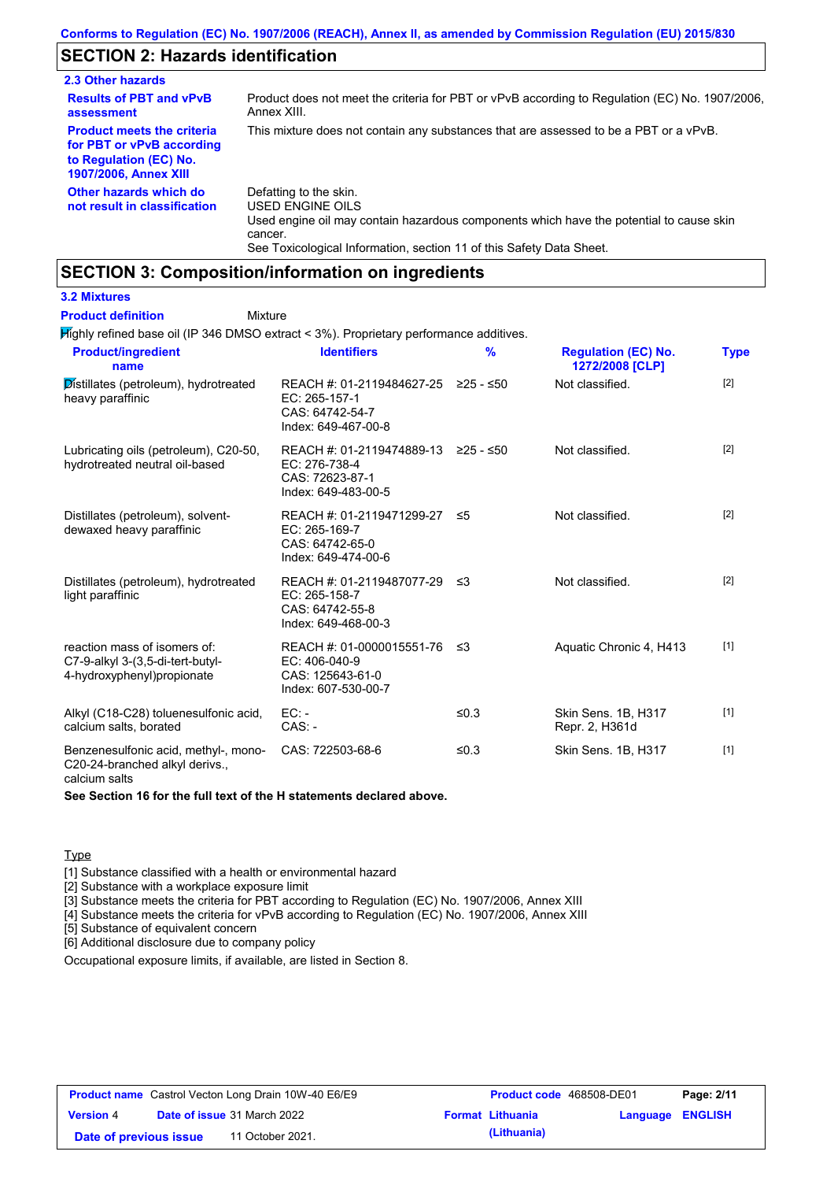Conforms to Regulation (EC) No. 1907/2006 (REACH), Annex II, as amended by Commission Regulation (EU) 2015/830

## SECTION 2: Hazards identification

### 2.3 Other hazards

| | |
|---|---|
| **Results of PBT and vPvB assessment** | Product does not meet the criteria for PBT or vPvB according to Regulation (EC) No. 1907/2006, Annex XIII. |
| **Product meets the criteria for PBT or vPvB according to Regulation (EC) No. 1907/2006, Annex XIII** | This mixture does not contain any substances that are assessed to be a PBT or a vPvB. |
| **Other hazards which do not result in classification** | Defatting to the skin.<br>USED ENGINE OILS<br>Used engine oil may contain hazardous components which have the potential to cause skin cancer.<br>See Toxicological Information, section 11 of this Safety Data Sheet. |

## SECTION 3: Composition/information on ingredients

### 3.2 Mixtures

**Product definition** Mixture

Highly refined base oil (IP 346 DMSO extract < 3%). Proprietary performance additives.

| Product/ingredient name | Identifiers | % | Regulation (EC) No. 1272/2008 [CLP] | Type |
|---|---|---|---|---|
| Distillates (petroleum), hydrotreated heavy paraffinic | REACH #: 01-2119484627-25<br>EC: 265-157-1<br>CAS: 64742-54-7<br>Index: 649-467-00-8 | ≥25 - ≤50 | Not classified. | [2] |
| Lubricating oils (petroleum), C20-50, hydrotreated neutral oil-based | REACH #: 01-2119474889-13<br>EC: 276-738-4<br>CAS: 72623-87-1<br>Index: 649-483-00-5 | ≥25 - ≤50 | Not classified. | [2] |
| Distillates (petroleum), solvent-dewaxed heavy paraffinic | REACH #: 01-2119471299-27<br>EC: 265-169-7<br>CAS: 64742-65-0<br>Index: 649-474-00-6 | ≤5 | Not classified. | [2] |
| Distillates (petroleum), hydrotreated light paraffinic | REACH #: 01-2119487077-29<br>EC: 265-158-7<br>CAS: 64742-55-8<br>Index: 649-468-00-3 | ≤3 | Not classified. | [2] |
| reaction mass of isomers of: C7-9-alkyl 3-(3,5-di-tert-butyl-4-hydroxyphenyl)propionate | REACH #: 01-0000015551-76<br>EC: 406-040-9<br>CAS: 125643-61-0<br>Index: 607-530-00-7 | ≤3 | Aquatic Chronic 4, H413 | [1] |
| Alkyl (C18-C28) toluenesulfonic acid, calcium salts, borated | EC: -<br>CAS: - | ≤0.3 | Skin Sens. 1B, H317<br>Repr. 2, H361d | [1] |
| Benzenesulfonic acid, methyl-, mono-C20-24-branched alkyl derivs., calcium salts | CAS: 722503-68-6 | ≤0.3 | Skin Sens. 1B, H317 | [1] |

**See Section 16 for the full text of the H statements declared above.**

Type

[1] Substance classified with a health or environmental hazard
[2] Substance with a workplace exposure limit
[3] Substance meets the criteria for PBT according to Regulation (EC) No. 1907/2006, Annex XIII
[4] Substance meets the criteria for vPvB according to Regulation (EC) No. 1907/2006, Annex XIII
[5] Substance of equivalent concern
[6] Additional disclosure due to company policy

Occupational exposure limits, if available, are listed in Section 8.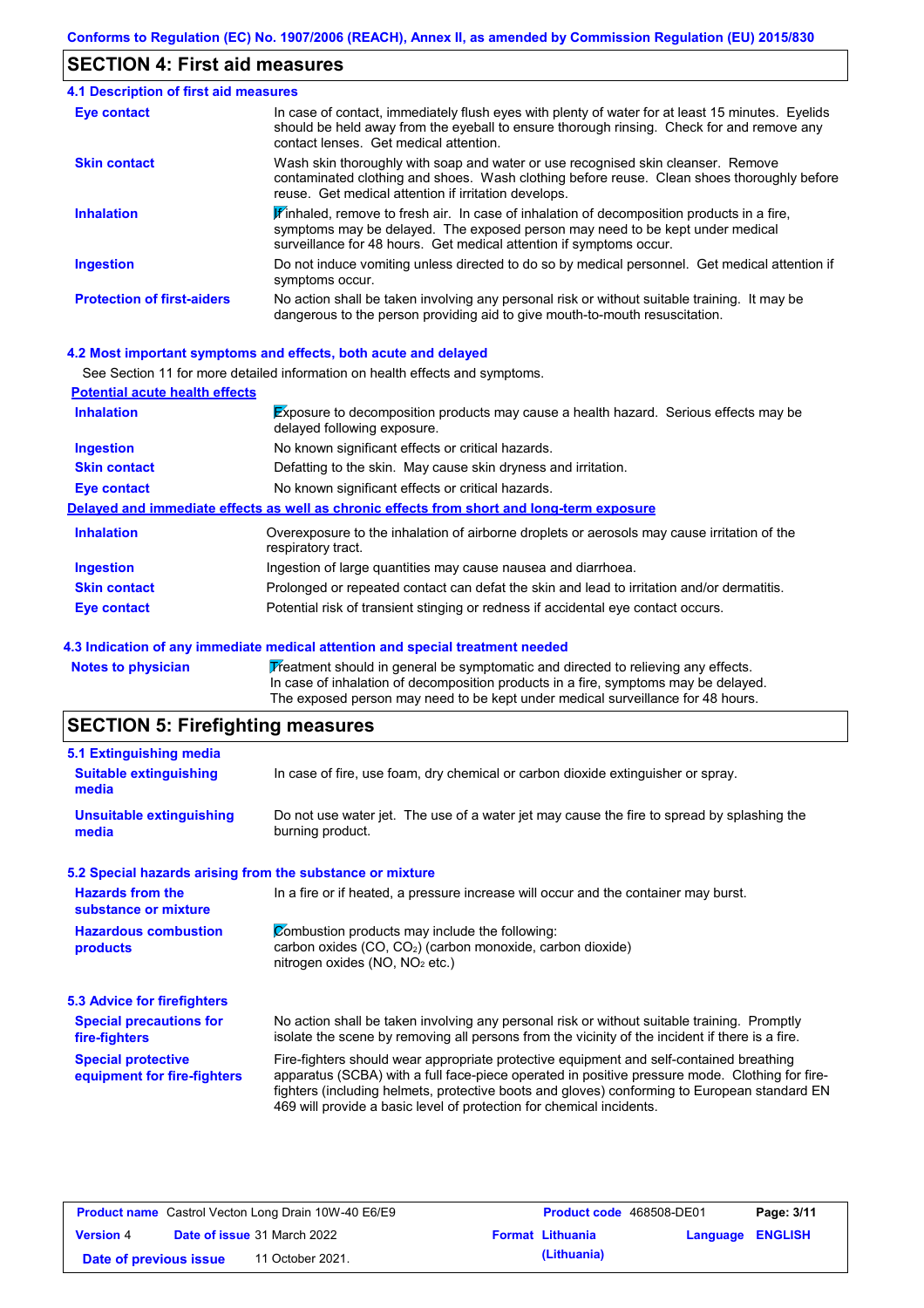Conforms to Regulation (EC) No. 1907/2006 (REACH), Annex II, as amended by Commission Regulation (EU) 2015/830

## SECTION 4: First aid measures

### 4.1 Description of first aid measures

| | |
|---|---|
| **Eye contact** | In case of contact, immediately flush eyes with plenty of water for at least 15 minutes. Eyelids should be held away from the eyeball to ensure thorough rinsing. Check for and remove any contact lenses. Get medical attention. |
| **Skin contact** | Wash skin thoroughly with soap and water or use recognised skin cleanser. Remove contaminated clothing and shoes. Wash clothing before reuse. Clean shoes thoroughly before reuse. Get medical attention if irritation develops. |
| **Inhalation** | If inhaled, remove to fresh air. In case of inhalation of decomposition products in a fire, symptoms may be delayed. The exposed person may need to be kept under medical surveillance for 48 hours. Get medical attention if symptoms occur. |
| **Ingestion** | Do not induce vomiting unless directed to do so by medical personnel. Get medical attention if symptoms occur. |
| **Protection of first-aiders** | No action shall be taken involving any personal risk or without suitable training. It may be dangerous to the person providing aid to give mouth-to-mouth resuscitation. |

### 4.2 Most important symptoms and effects, both acute and delayed

See Section 11 for more detailed information on health effects and symptoms.

**Potential acute health effects**

| | |
|---|---|
| **Inhalation** | Exposure to decomposition products may cause a health hazard. Serious effects may be delayed following exposure. |
| **Ingestion** | No known significant effects or critical hazards. |
| **Skin contact** | Defatting to the skin. May cause skin dryness and irritation. |
| **Eye contact** | No known significant effects or critical hazards. |

**Delayed and immediate effects as well as chronic effects from short and long-term exposure**

| | |
|---|---|
| **Inhalation** | Overexposure to the inhalation of airborne droplets or aerosols may cause irritation of the respiratory tract. |
| **Ingestion** | Ingestion of large quantities may cause nausea and diarrhoea. |
| **Skin contact** | Prolonged or repeated contact can defat the skin and lead to irritation and/or dermatitis. |
| **Eye contact** | Potential risk of transient stinging or redness if accidental eye contact occurs. |

### 4.3 Indication of any immediate medical attention and special treatment needed

| | |
|---|---|
| **Notes to physician** | Treatment should in general be symptomatic and directed to relieving any effects. In case of inhalation of decomposition products in a fire, symptoms may be delayed. The exposed person may need to be kept under medical surveillance for 48 hours. |

## SECTION 5: Firefighting measures

### 5.1 Extinguishing media

| | |
|---|---|
| **Suitable extinguishing media** | In case of fire, use foam, dry chemical or carbon dioxide extinguisher or spray. |
| **Unsuitable extinguishing media** | Do not use water jet. The use of a water jet may cause the fire to spread by splashing the burning product. |

### 5.2 Special hazards arising from the substance or mixture

| | |
|---|---|
| **Hazards from the substance or mixture** | In a fire or if heated, a pressure increase will occur and the container may burst. |
| **Hazardous combustion products** | Combustion products may include the following: carbon oxides ($CO$, $CO_2$) (carbon monoxide, carbon dioxide) nitrogen oxides ($NO$, $NO_2$ etc.) |

### 5.3 Advice for firefighters

| | |
|---|---|
| **Special precautions for fire-fighters** | No action shall be taken involving any personal risk or without suitable training. Promptly isolate the scene by removing all persons from the vicinity of the incident if there is a fire. |
| **Special protective equipment for fire-fighters** | Fire-fighters should wear appropriate protective equipment and self-contained breathing apparatus (SCBA) with a full face-piece operated in positive pressure mode. Clothing for fire-fighters (including helmets, protective boots and gloves) conforming to European standard EN 469 will provide a basic level of protection for chemical incidents. |

| **Product name** Castrol Vecton Long Drain 10W-40 E6/E9 | | **Product code** 468508-DE01 | **Page: 3/11** |
|---|---|---|---|
| **Version** 4 | **Date of issue** 31 March 2022 | **Format** Lithuania (Lithuania) | **Language** ENGLISH |
| **Date of previous issue** | 11 October 2021. | | |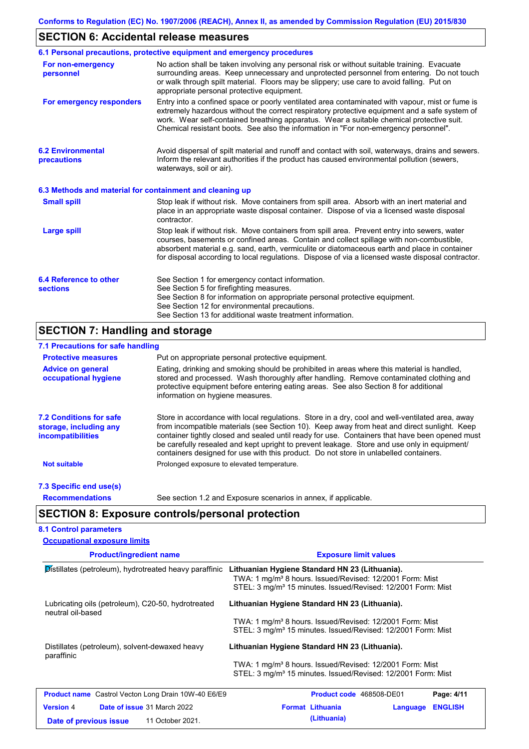Conforms to Regulation (EC) No. 1907/2006 (REACH), Annex II, as amended by Commission Regulation (EU) 2015/830

## SECTION 6: Accidental release measures

### 6.1 Personal precautions, protective equipment and emergency procedures

**For non-emergency personnel**

No action shall be taken involving any personal risk or without suitable training. Evacuate surrounding areas. Keep unnecessary and unprotected personnel from entering. Do not touch or walk through spilt material. Floors may be slippery; use care to avoid falling. Put on appropriate personal protective equipment.

**For emergency responders**

Entry into a confined space or poorly ventilated area contaminated with vapour, mist or fume is extremely hazardous without the correct respiratory protective equipment and a safe system of work. Wear self-contained breathing apparatus. Wear a suitable chemical protective suit. Chemical resistant boots. See also the information in "For non-emergency personnel".

### 6.2 Environmental precautions

Avoid dispersal of spilt material and runoff and contact with soil, waterways, drains and sewers. Inform the relevant authorities if the product has caused environmental pollution (sewers, waterways, soil or air).

### 6.3 Methods and material for containment and cleaning up

**Small spill**

Stop leak if without risk. Move containers from spill area. Absorb with an inert material and place in an appropriate waste disposal container. Dispose of via a licensed waste disposal contractor.

**Large spill**

Stop leak if without risk. Move containers from spill area. Prevent entry into sewers, water courses, basements or confined areas. Contain and collect spillage with non-combustible, absorbent material e.g. sand, earth, vermiculite or diatomaceous earth and place in container for disposal according to local regulations. Dispose of via a licensed waste disposal contractor.

### 6.4 Reference to other sections

See Section 1 for emergency contact information.
See Section 5 for firefighting measures.
See Section 8 for information on appropriate personal protective equipment.
See Section 12 for environmental precautions.
See Section 13 for additional waste treatment information.

## SECTION 7: Handling and storage

### 7.1 Precautions for safe handling

**Protective measures**

Put on appropriate personal protective equipment.

**Advice on general occupational hygiene**

Eating, drinking and smoking should be prohibited in areas where this material is handled, stored and processed. Wash thoroughly after handling. Remove contaminated clothing and protective equipment before entering eating areas. See also Section 8 for additional information on hygiene measures.

### 7.2 Conditions for safe storage, including any incompatibilities

Store in accordance with local regulations. Store in a dry, cool and well-ventilated area, away from incompatible materials (see Section 10). Keep away from heat and direct sunlight. Keep container tightly closed and sealed until ready for use. Containers that have been opened must be carefully resealed and kept upright to prevent leakage. Store and use only in equipment/ containers designed for use with this product. Do not store in unlabelled containers.

**Not suitable**

Prolonged exposure to elevated temperature.

### 7.3 Specific end use(s)

**Recommendations**

See section 1.2 and Exposure scenarios in annex, if applicable.

## SECTION 8: Exposure controls/personal protection

### 8.1 Control parameters

**Occupational exposure limits**

| Product/ingredient name | Exposure limit values |
|---|---|
| Distillates (petroleum), hydrotreated heavy paraffinic | **Lithuanian Hygiene Standard HN 23 (Lithuania).**<br>TWA: 1 mg/m³ 8 hours. Issued/Revised: 12/2001 Form: Mist<br>STEL: 3 mg/m³ 15 minutes. Issued/Revised: 12/2001 Form: Mist |
| Lubricating oils (petroleum), C20-50, hydrotreated neutral oil-based | **Lithuanian Hygiene Standard HN 23 (Lithuania).**<br>TWA: 1 mg/m³ 8 hours. Issued/Revised: 12/2001 Form: Mist<br>STEL: 3 mg/m³ 15 minutes. Issued/Revised: 12/2001 Form: Mist |
| Distillates (petroleum), solvent-dewaxed heavy paraffinic | **Lithuanian Hygiene Standard HN 23 (Lithuania).**<br>TWA: 1 mg/m³ 8 hours. Issued/Revised: 12/2001 Form: Mist<br>STEL: 3 mg/m³ 15 minutes. Issued/Revised: 12/2001 Form: Mist |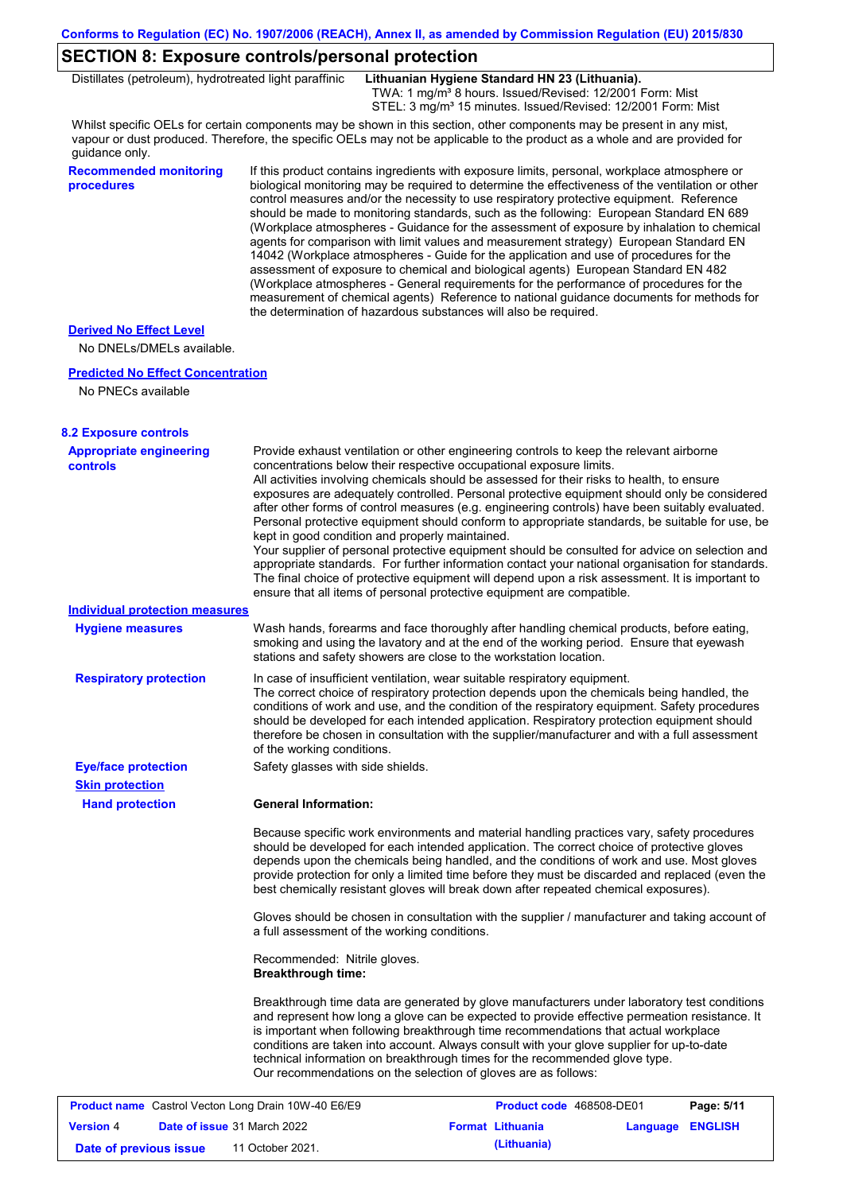## SECTION 8: Exposure controls/personal protection

| | |
|---|---|
| Distillates (petroleum), hydrotreated light paraffinic | **Lithuanian Hygiene Standard HN 23 (Lithuania).** TWA: 1 mg/m³ 8 hours. Issued/Revised: 12/2001 Form: Mist STEL: 3 mg/m³ 15 minutes. Issued/Revised: 12/2001 Form: Mist |

Whilst specific OELs for certain components may be shown in this section, other components may be present in any mist, vapour or dust produced. Therefore, the specific OELs may not be applicable to the product as a whole and are provided for guidance only.

**Recommended monitoring procedures**

If this product contains ingredients with exposure limits, personal, workplace atmosphere or biological monitoring may be required to determine the effectiveness of the ventilation or other control measures and/or the necessity to use respiratory protective equipment. Reference should be made to monitoring standards, such as the following: European Standard EN 689 (Workplace atmospheres - Guidance for the assessment of exposure by inhalation to chemical agents for comparison with limit values and measurement strategy) European Standard EN 14042 (Workplace atmospheres - Guide for the application and use of procedures for the assessment of exposure to chemical and biological agents) European Standard EN 482 (Workplace atmospheres - General requirements for the performance of procedures for the measurement of chemical agents) Reference to national guidance documents for methods for the determination of hazardous substances will also be required.

**Derived No Effect Level**

No DNELs/DMELs available.

**Predicted No Effect Concentration**

No PNECs available

### 8.2 Exposure controls

**Appropriate engineering controls**

Provide exhaust ventilation or other engineering controls to keep the relevant airborne concentrations below their respective occupational exposure limits.
All activities involving chemicals should be assessed for their risks to health, to ensure exposures are adequately controlled. Personal protective equipment should only be considered after other forms of control measures (e.g. engineering controls) have been suitably evaluated. Personal protective equipment should conform to appropriate standards, be suitable for use, be kept in good condition and properly maintained.
Your supplier of personal protective equipment should be consulted for advice on selection and appropriate standards. For further information contact your national organisation for standards. The final choice of protective equipment will depend upon a risk assessment. It is important to ensure that all items of personal protective equipment are compatible.

**Individual protection measures**

**Hygiene measures**

Wash hands, forearms and face thoroughly after handling chemical products, before eating, smoking and using the lavatory and at the end of the working period. Ensure that eyewash stations and safety showers are close to the workstation location.

**Respiratory protection**

In case of insufficient ventilation, wear suitable respiratory equipment.
The correct choice of respiratory protection depends upon the chemicals being handled, the conditions of work and use, and the condition of the respiratory equipment. Safety procedures should be developed for each intended application. Respiratory protection equipment should therefore be chosen in consultation with the supplier/manufacturer and with a full assessment of the working conditions.

**Eye/face protection**

Safety glasses with side shields.

**Skin protection**

**Hand protection**

**General Information:**

Because specific work environments and material handling practices vary, safety procedures should be developed for each intended application. The correct choice of protective gloves depends upon the chemicals being handled, and the conditions of work and use. Most gloves provide protection for only a limited time before they must be discarded and replaced (even the best chemically resistant gloves will break down after repeated chemical exposures).

Gloves should be chosen in consultation with the supplier / manufacturer and taking account of a full assessment of the working conditions.

Recommended: Nitrile gloves.
**Breakthrough time:**

Breakthrough time data are generated by glove manufacturers under laboratory test conditions and represent how long a glove can be expected to provide effective permeation resistance. It is important when following breakthrough time recommendations that actual workplace conditions are taken into account. Always consult with your glove supplier for up-to-date technical information on breakthrough times for the recommended glove type.
Our recommendations on the selection of gloves are as follows: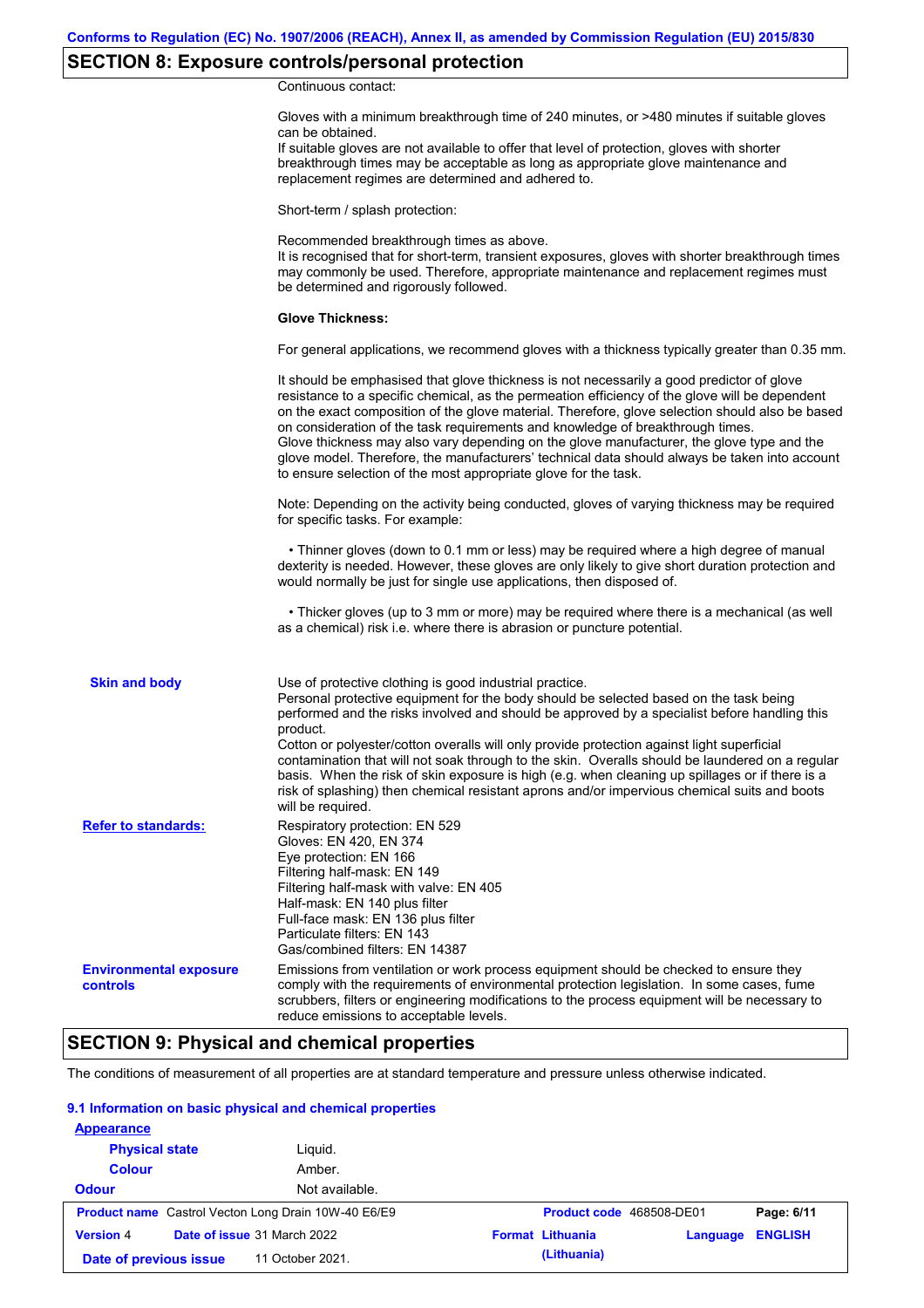## SECTION 8: Exposure controls/personal protection

Continuous contact:

Gloves with a minimum breakthrough time of 240 minutes, or >480 minutes if suitable gloves can be obtained.
If suitable gloves are not available to offer that level of protection, gloves with shorter breakthrough times may be acceptable as long as appropriate glove maintenance and replacement regimes are determined and adhered to.

Short-term / splash protection:

Recommended breakthrough times as above.
It is recognised that for short-term, transient exposures, gloves with shorter breakthrough times may commonly be used. Therefore, appropriate maintenance and replacement regimes must be determined and rigorously followed.

**Glove Thickness:**

For general applications, we recommend gloves with a thickness typically greater than 0.35 mm.

It should be emphasised that glove thickness is not necessarily a good predictor of glove resistance to a specific chemical, as the permeation efficiency of the glove will be dependent on the exact composition of the glove material. Therefore, glove selection should also be based on consideration of the task requirements and knowledge of breakthrough times.
Glove thickness may also vary depending on the glove manufacturer, the glove type and the glove model. Therefore, the manufacturers' technical data should always be taken into account to ensure selection of the most appropriate glove for the task.

Note: Depending on the activity being conducted, gloves of varying thickness may be required for specific tasks. For example:

- Thinner gloves (down to 0.1 mm or less) may be required where a high degree of manual dexterity is needed. However, these gloves are only likely to give short duration protection and would normally be just for single use applications, then disposed of.

- Thicker gloves (up to 3 mm or more) may be required where there is a mechanical (as well as a chemical) risk i.e. where there is abrasion or puncture potential.

**Skin and body**

Use of protective clothing is good industrial practice.
Personal protective equipment for the body should be selected based on the task being performed and the risks involved and should be approved by a specialist before handling this product.
Cotton or polyester/cotton overalls will only provide protection against light superficial contamination that will not soak through to the skin. Overalls should be laundered on a regular basis. When the risk of skin exposure is high (e.g. when cleaning up spillages or if there is a risk of splashing) then chemical resistant aprons and/or impervious chemical suits and boots will be required.

**Refer to standards:**

Respiratory protection: EN 529
Gloves: EN 420, EN 374
Eye protection: EN 166
Filtering half-mask: EN 149
Filtering half-mask with valve: EN 405
Half-mask: EN 140 plus filter
Full-face mask: EN 136 plus filter
Particulate filters: EN 143
Gas/combined filters: EN 14387

**Environmental exposure controls**

Emissions from ventilation or work process equipment should be checked to ensure they comply with the requirements of environmental protection legislation. In some cases, fume scrubbers, filters or engineering modifications to the process equipment will be necessary to reduce emissions to acceptable levels.

## SECTION 9: Physical and chemical properties

The conditions of measurement of all properties are at standard temperature and pressure unless otherwise indicated.

### 9.1 Information on basic physical and chemical properties

**Appearance**

**Physical state** Liquid.

**Colour** Amber.

**Odour** Not available.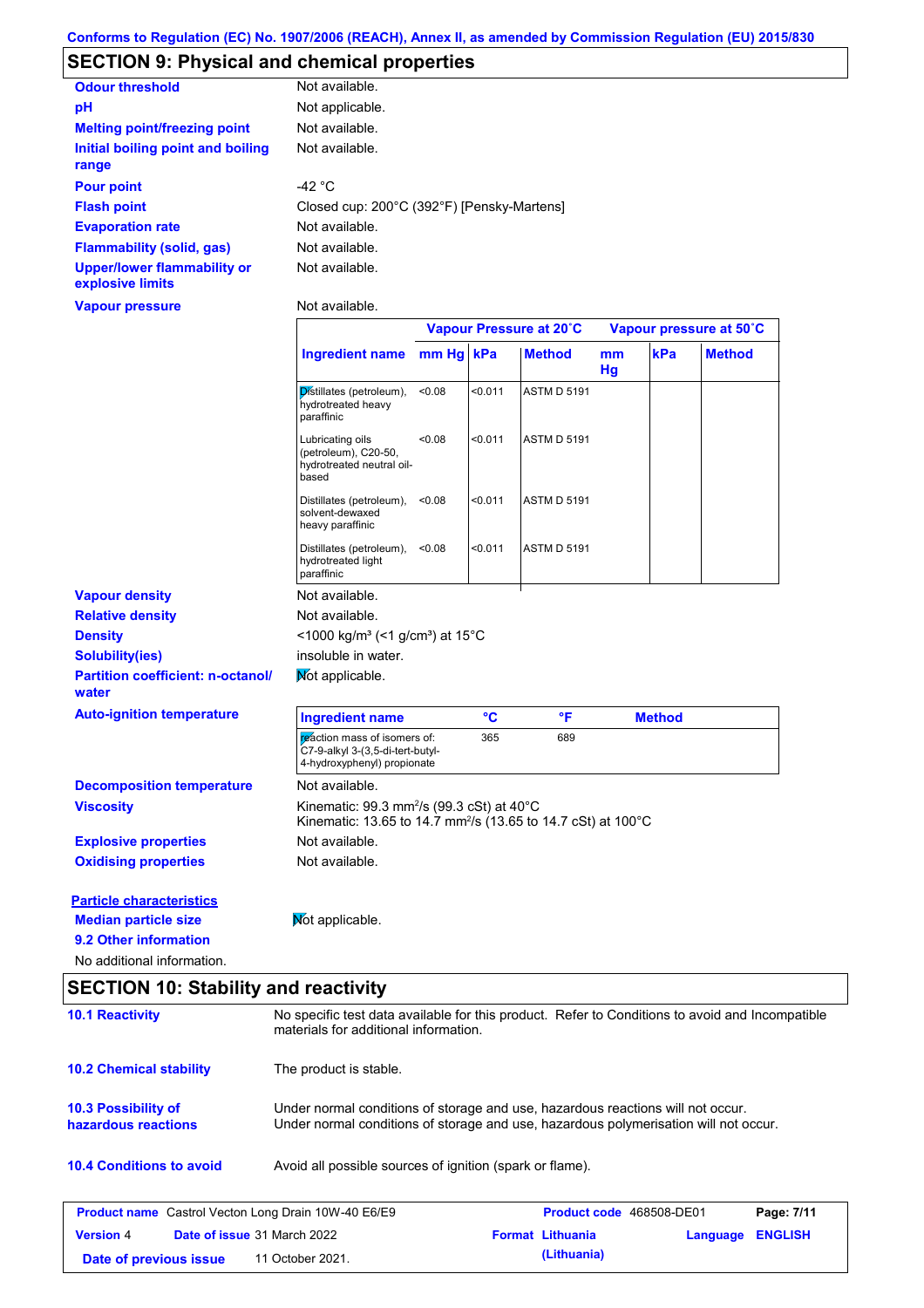Conforms to Regulation (EC) No. 1907/2006 (REACH), Annex II, as amended by Commission Regulation (EU) 2015/830

## SECTION 9: Physical and chemical properties

**Odour threshold** Not available.

**pH** Not applicable.

**Melting point/freezing point** Not available.

**Initial boiling point and boiling range** Not available.

**Pour point** -42 °C

**Flash point** Closed cup: 200°C (392°F) [Pensky-Martens]

**Evaporation rate** Not available.

**Flammability (solid, gas)** Not available.

**Upper/lower flammability or explosive limits** Not available.

**Vapour pressure** Not available.

| | Vapour Pressure at 20˚C | | | Vapour pressure at 50˚C | | |
|---|---|---|---|---|---|---|
| Ingredient name | mm Hg | kPa | Method | mm Hg | kPa | Method |
| Distillates (petroleum), hydrotreated heavy paraffinic | <0.08 | <0.011 | ASTM D 5191 | | | |
| Lubricating oils (petroleum), C20-50, hydrotreated neutral oil-based | <0.08 | <0.011 | ASTM D 5191 | | | |
| Distillates (petroleum), solvent-dewaxed heavy paraffinic | <0.08 | <0.011 | ASTM D 5191 | | | |
| Distillates (petroleum), hydrotreated light paraffinic | <0.08 | <0.011 | ASTM D 5191 | | | |

**Vapour density** Not available.

**Relative density** Not available.

**Density** <1000 kg/m³ (<1 g/cm³) at 15°C

**Solubility(ies)** insoluble in water.

**Partition coefficient: n-octanol/water** Not applicable.

**Auto-ignition temperature**

| Ingredient name | °C | °F | Method |
|---|---|---|---|
| reaction mass of isomers of: C7-9-alkyl 3-(3,5-di-tert-butyl-4-hydroxyphenyl) propionate | 365 | 689 | |

**Decomposition temperature** Not available.

**Viscosity** Kinematic: 99.3 mm²/s (99.3 cSt) at 40°C
Kinematic: 13.65 to 14.7 mm²/s (13.65 to 14.7 cSt) at 100°C

**Explosive properties** Not available.

**Oxidising properties** Not available.

**Particle characteristics**

**Median particle size** Not applicable.

**9.2 Other information**

No additional information.

## SECTION 10: Stability and reactivity

**10.1 Reactivity** No specific test data available for this product. Refer to Conditions to avoid and Incompatible materials for additional information.

**10.2 Chemical stability** The product is stable.

**10.3 Possibility of hazardous reactions** Under normal conditions of storage and use, hazardous reactions will not occur.
Under normal conditions of storage and use, hazardous polymerisation will not occur.

**10.4 Conditions to avoid** Avoid all possible sources of ignition (spark or flame).

| Product name Castrol Vecton Long Drain 10W-40 E6/E9 | Product code 468508-DE01 | Page: 7/11 |
|---|---|---|
| Version 4 Date of issue 31 March 2022 | Format Lithuania (Lithuania) | Language ENGLISH |
| Date of previous issue 11 October 2021. | | |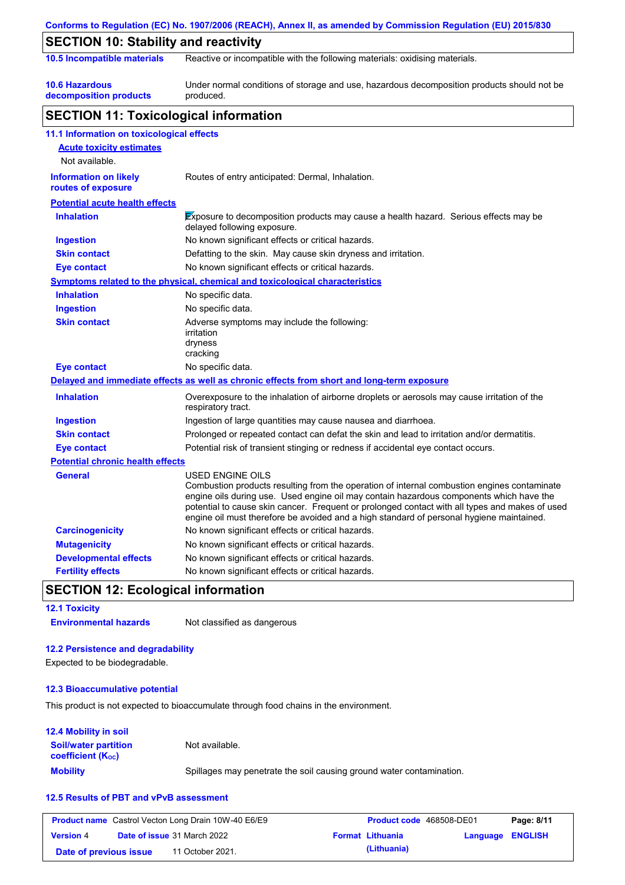## SECTION 10: Stability and reactivity

| | |
|---|---|
| **10.5 Incompatible materials** | Reactive or incompatible with the following materials: oxidising materials. |
| **10.6 Hazardous decomposition products** | Under normal conditions of storage and use, hazardous decomposition products should not be produced. |

## SECTION 11: Toxicological information

### 11.1 Information on toxicological effects

**Acute toxicity estimates**

Not available.

| | |
|---|---|
| **Information on likely routes of exposure** | Routes of entry anticipated: Dermal, Inhalation. |

**Potential acute health effects**

| | |
|---|---|
| **Inhalation** | Exposure to decomposition products may cause a health hazard. Serious effects may be delayed following exposure. |
| **Ingestion** | No known significant effects or critical hazards. |
| **Skin contact** | Defatting to the skin. May cause skin dryness and irritation. |
| **Eye contact** | No known significant effects or critical hazards. |

**Symptoms related to the physical, chemical and toxicological characteristics**

| | |
|---|---|
| **Inhalation** | No specific data. |
| **Ingestion** | No specific data. |
| **Skin contact** | Adverse symptoms may include the following:<br>irritation<br>dryness<br>cracking |
| **Eye contact** | No specific data. |

**Delayed and immediate effects as well as chronic effects from short and long-term exposure**

| | |
|---|---|
| **Inhalation** | Overexposure to the inhalation of airborne droplets or aerosols may cause irritation of the respiratory tract. |
| **Ingestion** | Ingestion of large quantities may cause nausea and diarrhoea. |
| **Skin contact** | Prolonged or repeated contact can defat the skin and lead to irritation and/or dermatitis. |
| **Eye contact** | Potential risk of transient stinging or redness if accidental eye contact occurs. |

**Potential chronic health effects**

| | |
|---|---|
| **General** | USED ENGINE OILS<br>Combustion products resulting from the operation of internal combustion engines contaminate engine oils during use. Used engine oil may contain hazardous components which have the potential to cause skin cancer. Frequent or prolonged contact with all types and makes of used engine oil must therefore be avoided and a high standard of personal hygiene maintained. |
| **Carcinogenicity** | No known significant effects or critical hazards. |
| **Mutagenicity** | No known significant effects or critical hazards. |
| **Developmental effects** | No known significant effects or critical hazards. |
| **Fertility effects** | No known significant effects or critical hazards. |

## SECTION 12: Ecological information

### 12.1 Toxicity

| | |
|---|---|
| **Environmental hazards** | Not classified as dangerous |

### 12.2 Persistence and degradability

Expected to be biodegradable.

### 12.3 Bioaccumulative potential

This product is not expected to bioaccumulate through food chains in the environment.

### 12.4 Mobility in soil

| | |
|---|---|
| **Soil/water partition coefficient ($K_{OC}$)** | Not available. |
| **Mobility** | Spillages may penetrate the soil causing ground water contamination. |

### 12.5 Results of PBT and vPvB assessment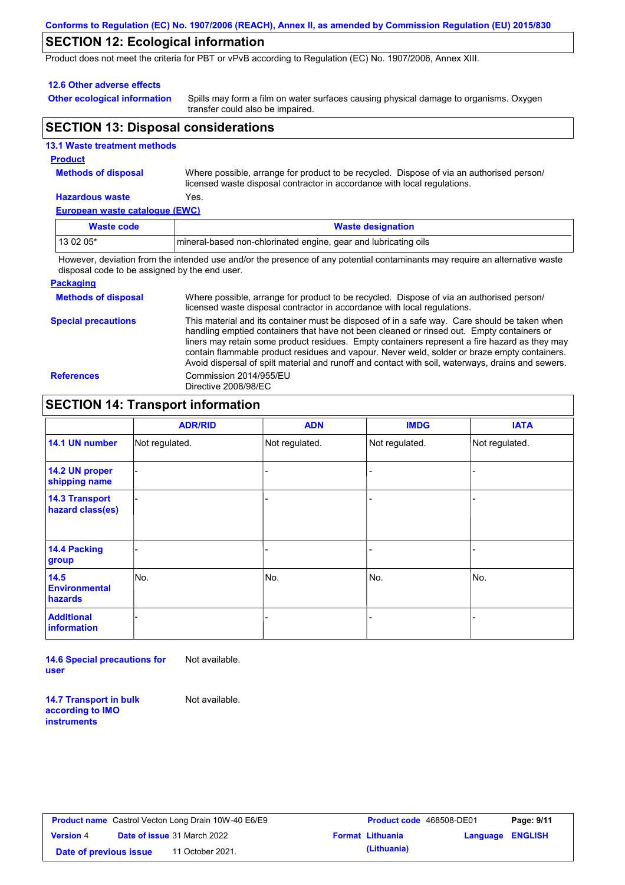## SECTION 12: Ecological information

Product does not meet the criteria for PBT or vPvB according to Regulation (EC) No. 1907/2006, Annex XIII.

**12.6 Other adverse effects**

**Other ecological information** Spills may form a film on water surfaces causing physical damage to organisms. Oxygen transfer could also be impaired.

## SECTION 13: Disposal considerations

**13.1 Waste treatment methods**

**Product**

**Methods of disposal** Where possible, arrange for product to be recycled. Dispose of via an authorised person/ licensed waste disposal contractor in accordance with local regulations.

**Hazardous waste** Yes.

**European waste catalogue (EWC)**

| Waste code | Waste designation |
|---|---|
| 13 02 05* | mineral-based non-chlorinated engine, gear and lubricating oils |

However, deviation from the intended use and/or the presence of any potential contaminants may require an alternative waste disposal code to be assigned by the end user.

**Packaging**

**Methods of disposal** Where possible, arrange for product to be recycled. Dispose of via an authorised person/ licensed waste disposal contractor in accordance with local regulations.

**Special precautions** This material and its container must be disposed of in a safe way. Care should be taken when handling emptied containers that have not been cleaned or rinsed out. Empty containers or liners may retain some product residues. Empty containers represent a fire hazard as they may contain flammable product residues and vapour. Never weld, solder or braze empty containers. Avoid dispersal of spilt material and runoff and contact with soil, waterways, drains and sewers.

**References** Commission 2014/955/EU
Directive 2008/98/EC

## SECTION 14: Transport information

| | ADR/RID | ADN | IMDG | IATA |
|---|---|---|---|---|
| **14.1 UN number** | Not regulated. | Not regulated. | Not regulated. | Not regulated. |
| **14.2 UN proper shipping name** | - | - | - | - |
| **14.3 Transport hazard class(es)** | - | - | - | - |
| **14.4 Packing group** | - | - | - | - |
| **14.5 Environmental hazards** | No. | No. | No. | No. |
| **Additional information** | - | - | - | - |

**14.6 Special precautions for user** Not available.

**14.7 Transport in bulk according to IMO instruments** Not available.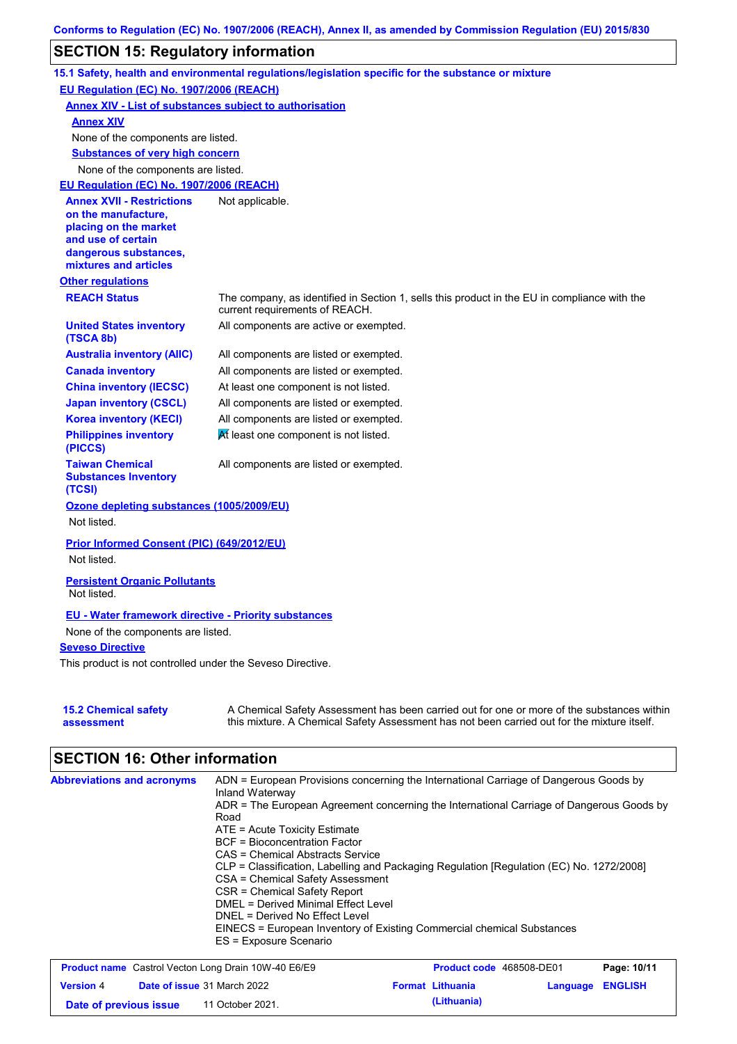Conforms to Regulation (EC) No. 1907/2006 (REACH), Annex II, as amended by Commission Regulation (EU) 2015/830

## SECTION 15: Regulatory information

### 15.1 Safety, health and environmental regulations/legislation specific for the substance or mixture

**EU Regulation (EC) No. 1907/2006 (REACH)**

**Annex XIV - List of substances subject to authorisation**

**Annex XIV**

None of the components are listed.

**Substances of very high concern**

None of the components are listed.

**EU Regulation (EC) No. 1907/2006 (REACH)**

| | |
|---|---|
| **Annex XVII - Restrictions on the manufacture, placing on the market and use of certain dangerous substances, mixtures and articles** | Not applicable. |

**Other regulations**

| | |
|---|---|
| **REACH Status** | The company, as identified in Section 1, sells this product in the EU in compliance with the current requirements of REACH. |
| **United States inventory (TSCA 8b)** | All components are active or exempted. |
| **Australia inventory (AIIC)** | All components are listed or exempted. |
| **Canada inventory** | All components are listed or exempted. |
| **China inventory (IECSC)** | At least one component is not listed. |
| **Japan inventory (CSCL)** | All components are listed or exempted. |
| **Korea inventory (KECI)** | All components are listed or exempted. |
| **Philippines inventory (PICCS)** | At least one component is not listed. |
| **Taiwan Chemical Substances Inventory (TCSI)** | All components are listed or exempted. |

**Ozone depleting substances (1005/2009/EU)**

Not listed.

**Prior Informed Consent (PIC) (649/2012/EU)**

Not listed.

**Persistent Organic Pollutants**

Not listed.

**EU - Water framework directive - Priority substances**

None of the components are listed.

**Seveso Directive**

This product is not controlled under the Seveso Directive.

| | |
|---|---|
| **15.2 Chemical safety assessment** | A Chemical Safety Assessment has been carried out for one or more of the substances within this mixture. A Chemical Safety Assessment has not been carried out for the mixture itself. |

## SECTION 16: Other information

**Abbreviations and acronyms**

ADN = European Provisions concerning the International Carriage of Dangerous Goods by Inland Waterway
ADR = The European Agreement concerning the International Carriage of Dangerous Goods by Road
ATE = Acute Toxicity Estimate
BCF = Bioconcentration Factor
CAS = Chemical Abstracts Service
CLP = Classification, Labelling and Packaging Regulation [Regulation (EC) No. 1272/2008]
CSA = Chemical Safety Assessment
CSR = Chemical Safety Report
DMEL = Derived Minimal Effect Level
DNEL = Derived No Effect Level
EINECS = European Inventory of Existing Commercial chemical Substances
ES = Exposure Scenario

| | | | |
|---|---|---|---|
| **Product name** Castrol Vecton Long Drain 10W-40 E6/E9 | | **Product code** 468508-DE01 | |
| **Version** 4 | **Date of issue** 31 March 2022 | **Format** Lithuania (Lithuania) | **Language** ENGLISH |
| **Date of previous issue** | 11 October 2021. | | |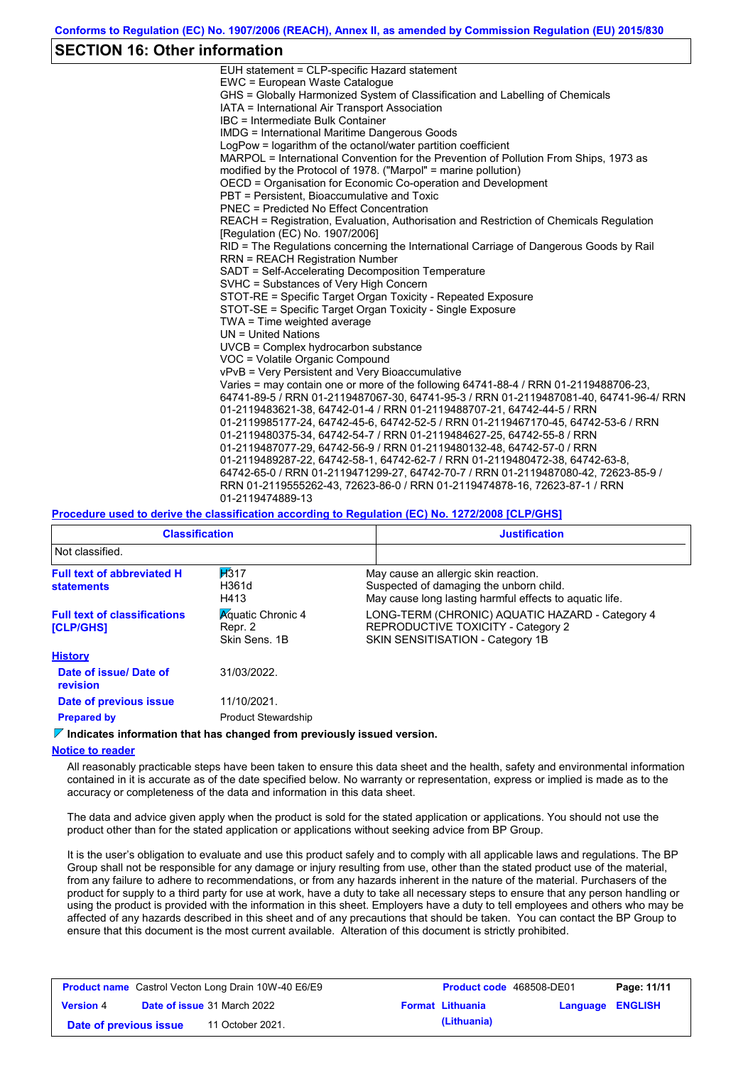## SECTION 16: Other information

EUH statement = CLP-specific Hazard statement
EWC = European Waste Catalogue
GHS = Globally Harmonized System of Classification and Labelling of Chemicals
IATA = International Air Transport Association
IBC = Intermediate Bulk Container
IMDG = International Maritime Dangerous Goods
LogPow = logarithm of the octanol/water partition coefficient
MARPOL = International Convention for the Prevention of Pollution From Ships, 1973 as modified by the Protocol of 1978. ("Marpol" = marine pollution)
OECD = Organisation for Economic Co-operation and Development
PBT = Persistent, Bioaccumulative and Toxic
PNEC = Predicted No Effect Concentration
REACH = Registration, Evaluation, Authorisation and Restriction of Chemicals Regulation [Regulation (EC) No. 1907/2006]
RID = The Regulations concerning the International Carriage of Dangerous Goods by Rail
RRN = REACH Registration Number
SADT = Self-Accelerating Decomposition Temperature
SVHC = Substances of Very High Concern
STOT-RE = Specific Target Organ Toxicity - Repeated Exposure
STOT-SE = Specific Target Organ Toxicity - Single Exposure
TWA = Time weighted average
UN = United Nations
UVCB = Complex hydrocarbon substance
VOC = Volatile Organic Compound
vPvB = Very Persistent and Very Bioaccumulative
Varies = may contain one or more of the following 64741-88-4 / RRN 01-2119488706-23, 64741-89-5 / RRN 01-2119487067-30, 64741-95-3 / RRN 01-2119487081-40, 64741-96-4/ RRN 01-2119483621-38, 64742-01-4 / RRN 01-2119488707-21, 64742-44-5 / RRN 01-2119985177-24, 64742-45-6, 64742-52-5 / RRN 01-2119467170-45, 64742-53-6 / RRN 01-2119480375-34, 64742-54-7 / RRN 01-2119484627-25, 64742-55-8 / RRN 01-2119487077-29, 64742-56-9 / RRN 01-2119480132-48, 64742-57-0 / RRN 01-2119489287-22, 64742-58-1, 64742-62-7 / RRN 01-2119480472-38, 64742-63-8, 64742-65-0 / RRN 01-2119471299-27, 64742-70-7 / RRN 01-2119487080-42, 72623-85-9 / RRN 01-2119555262-43, 72623-86-0 / RRN 01-2119474878-16, 72623-87-1 / RRN 01-2119474889-13

**Procedure used to derive the classification according to Regulation (EC) No. 1272/2008 [CLP/GHS]**

| Classification | Justification |
|---|---|
| Not classified. | |

**Full text of abbreviated H statements**

H317 May cause an allergic skin reaction.
H361d Suspected of damaging the unborn child.
H413 May cause long lasting harmful effects to aquatic life.

**Full text of classifications [CLP/GHS]**

Aquatic Chronic 4 LONG-TERM (CHRONIC) AQUATIC HAZARD - Category 4
Repr. 2 REPRODUCTIVE TOXICITY - Category 2
Skin Sens. 1B SKIN SENSITISATION - Category 1B

**History**

**Date of issue/ Date of revision** 31/03/2022.
**Date of previous issue** 11/10/2021.
**Prepared by** Product Stewardship

**Indicates information that has changed from previously issued version.**

**Notice to reader**

All reasonably practicable steps have been taken to ensure this data sheet and the health, safety and environmental information contained in it is accurate as of the date specified below. No warranty or representation, express or implied is made as to the accuracy or completeness of the data and information in this data sheet.

The data and advice given apply when the product is sold for the stated application or applications. You should not use the product other than for the stated application or applications without seeking advice from BP Group.

It is the user's obligation to evaluate and use this product safely and to comply with all applicable laws and regulations. The BP Group shall not be responsible for any damage or injury resulting from use, other than the stated product use of the material, from any failure to adhere to recommendations, or from any hazards inherent in the nature of the material. Purchasers of the product for supply to a third party for use at work, have a duty to take all necessary steps to ensure that any person handling or using the product is provided with the information in this sheet. Employers have a duty to tell employees and others who may be affected of any hazards described in this sheet and of any precautions that should be taken. You can contact the BP Group to ensure that this document is the most current available. Alteration of this document is strictly prohibited.